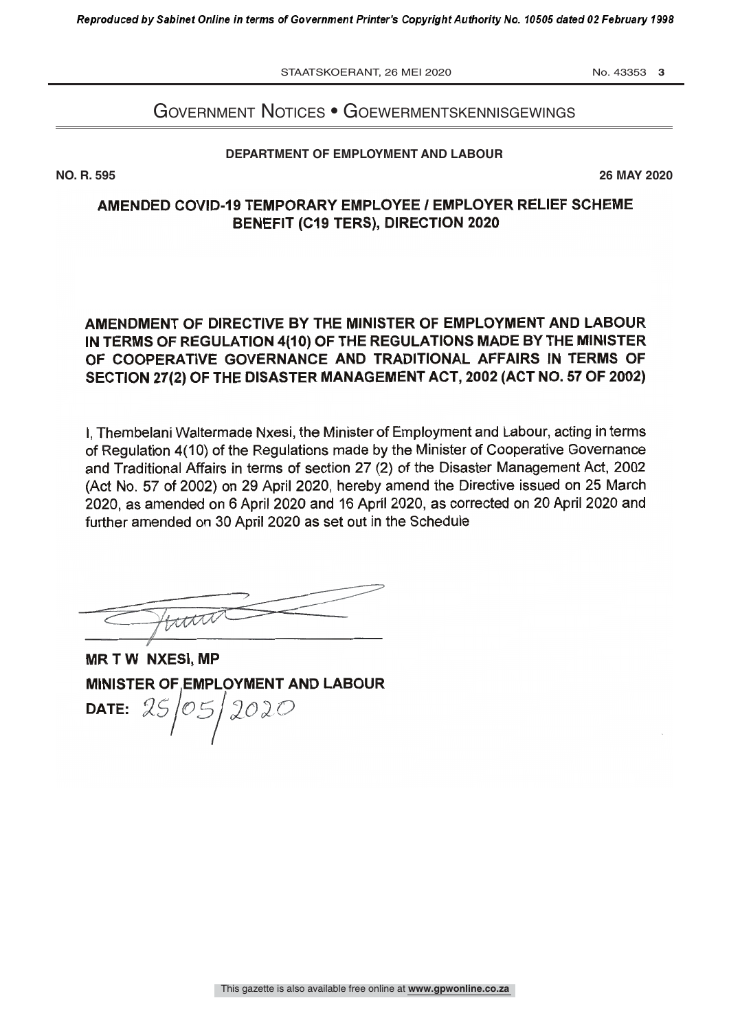# Government Notices • Goewermentskennisgewings

**DEPARTMENT OF EMPLOYMENT AND LABOUR**

**NO. R. 595** **26 MAY 2020**

## AMENDED COVID-19 TEMPORARY EMPLOYEE / EMPLOYER RELIEF SCHEME BENEFIT (C19 TERS), DIRECTION 2020

## AMENDMENT OF DIRECTIVE BY THE MINISTER OF EMPLOYMENT AND LABOUR IN TERMS OF REGULATION 4(10) OF THE REGULATIONS MADE BY THE MINISTER OF COOPERATIVE GOVERNANCE AND TRADITIONAL AFFAIRS IN TERMS OF SECTION 27(2) OF THE DISASTER MANAGEMENT ACT, 2002 (ACT NO. 57 OF 2002)

I, Thembelani Waltermade Nxesi, the Minister of Employment and Labour, acting in terms of Regulation 4(10) of the Regulations made by the Minister of Cooperative Governance and Traditional Affairs in terms of section 27 (2) of the Disaster Management Act, 2002 (Act No. 57 of 2002) on 29 April 2020, hereby amend the Directive issued on 25 March 2020, as amended on 6 April 2020 and 16 April 2020, as corrected on 20 April 2020 and further amended on 30 April 2020 as set out in the Schedule

**MR T W NXESI, MP**
**MINISTER OF EMPLOYMENT AND LABOUR**
**DATE:** 25/05/2020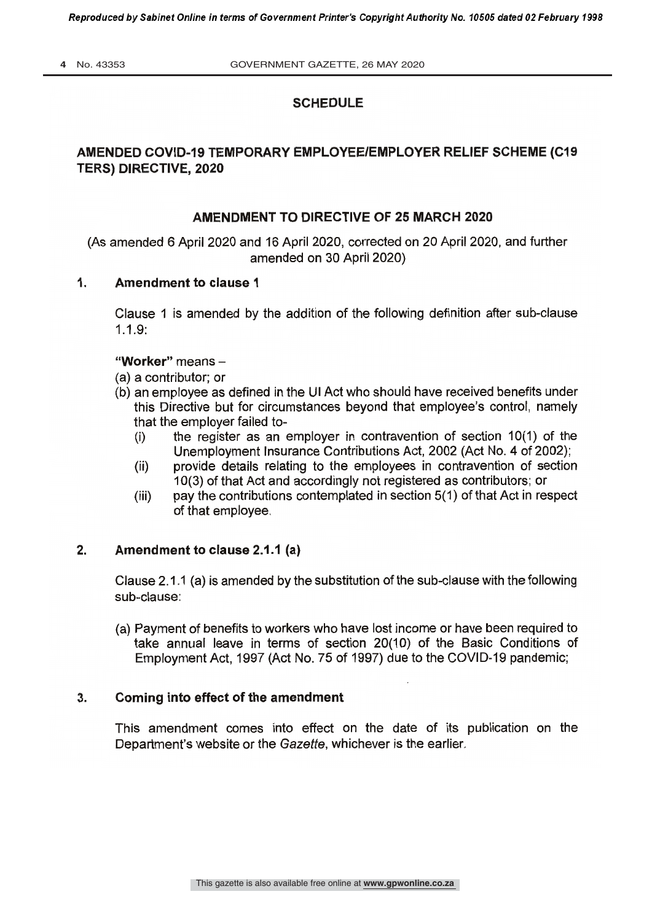## SCHEDULE

## AMENDED COVID-19 TEMPORARY EMPLOYEE/EMPLOYER RELIEF SCHEME (C19 TERS) DIRECTIVE, 2020

### AMENDMENT TO DIRECTIVE OF 25 MARCH 2020

(As amended 6 April 2020 and 16 April 2020, corrected on 20 April 2020, and further amended on 30 April 2020)

### 1. Amendment to clause 1

Clause 1 is amended by the addition of the following definition after sub-clause 1.1.9:

**"Worker"** means –

(a) a contributor; or

(b) an employee as defined in the UI Act who should have received benefits under this Directive but for circumstances beyond that employee's control, namely that the employer failed to-

(i) the register as an employer in contravention of section 10(1) of the Unemployment Insurance Contributions Act, 2002 (Act No. 4 of 2002);

(ii) provide details relating to the employees in contravention of section 10(3) of that Act and accordingly not registered as contributors; or

(iii) pay the contributions contemplated in section 5(1) of that Act in respect of that employee.

### 2. Amendment to clause 2.1.1 (a)

Clause 2.1.1 (a) is amended by the substitution of the sub-clause with the following sub-clause:

(a) Payment of benefits to workers who have lost income or have been required to take annual leave in terms of section 20(10) of the Basic Conditions of Employment Act, 1997 (Act No. 75 of 1997) due to the COVID-19 pandemic;

### 3. Coming into effect of the amendment

This amendment comes into effect on the date of its publication on the Department's website or the *Gazette*, whichever is the earlier.